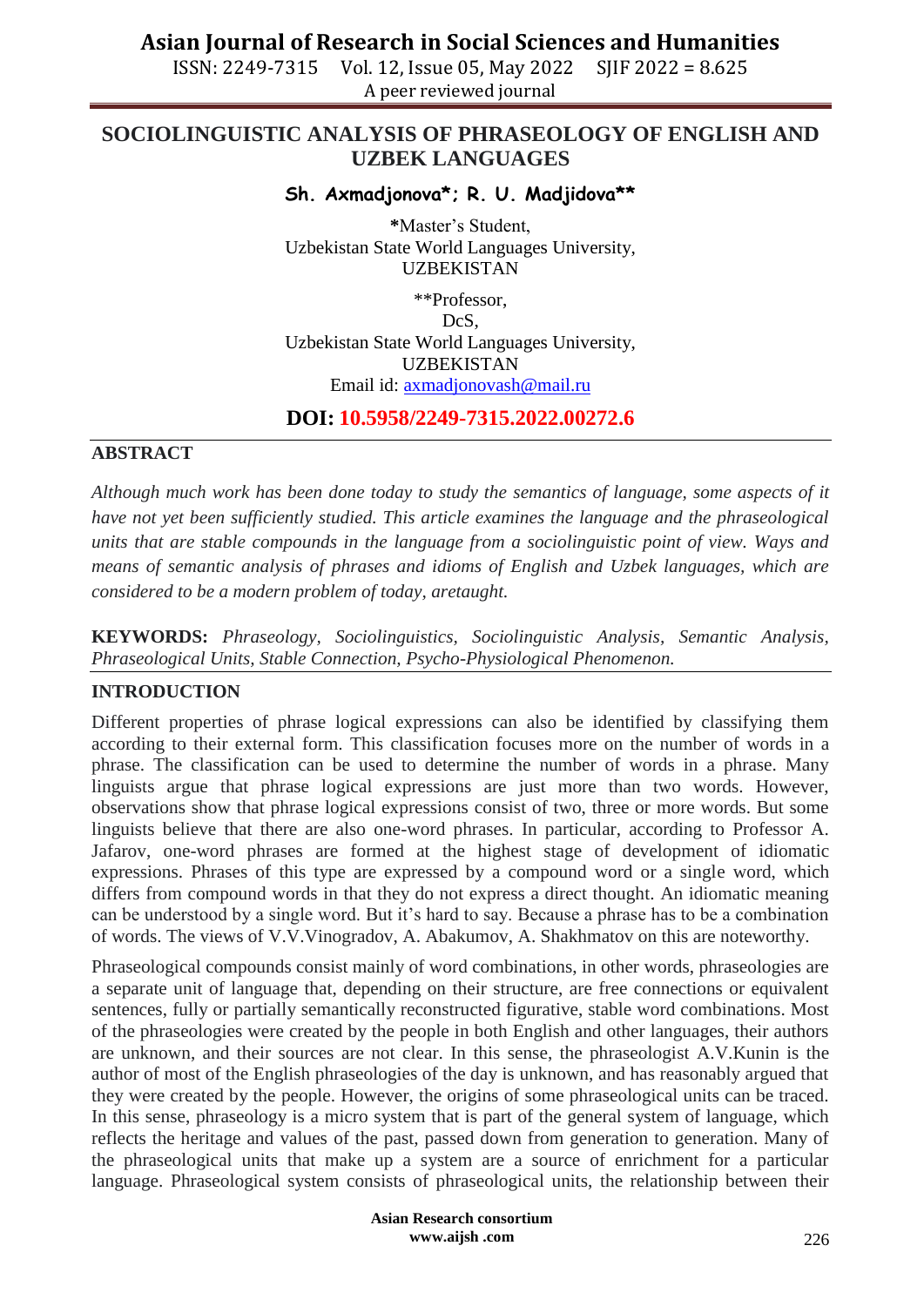# SOCIOLINGUISTIC ANALYSIS OF PHRASEOLOGY OF ENGLISH AND UZBEK LANGUAGES

**Sh. Axmadjonova*; R. U. Madjidova****

*Master's Student,
Uzbekistan State World Languages University,
UZBEKISTAN

**Professor,
DcS,
Uzbekistan State World Languages University,
UZBEKISTAN
Email id: axmadjonovash@mail.ru

**DOI: 10.5958/2249-7315.2022.00272.6**

## ABSTRACT

*Although much work has been done today to study the semantics of language, some aspects of it have not yet been sufficiently studied. This article examines the language and the phraseological units that are stable compounds in the language from a sociolinguistic point of view. Ways and means of semantic analysis of phrases and idioms of English and Uzbek languages, which are considered to be a modern problem of today, aretaught.*

**KEYWORDS:** *Phraseology, Sociolinguistics, Sociolinguistic Analysis, Semantic Analysis, Phraseological Units, Stable Connection, Psycho-Physiological Phenomenon.*

## INTRODUCTION

Different properties of phrase logical expressions can also be identified by classifying them according to their external form. This classification focuses more on the number of words in a phrase. The classification can be used to determine the number of words in a phrase. Many linguists argue that phrase logical expressions are just more than two words. However, observations show that phrase logical expressions consist of two, three or more words. But some linguists believe that there are also one-word phrases. In particular, according to Professor A. Jafarov, one-word phrases are formed at the highest stage of development of idiomatic expressions. Phrases of this type are expressed by a compound word or a single word, which differs from compound words in that they do not express a direct thought. An idiomatic meaning can be understood by a single word. But it's hard to say. Because a phrase has to be a combination of words. The views of V.V.Vinogradov, A. Abakumov, A. Shakhmatov on this are noteworthy.

Phraseological compounds consist mainly of word combinations, in other words, phraseologies are a separate unit of language that, depending on their structure, are free connections or equivalent sentences, fully or partially semantically reconstructed figurative, stable word combinations. Most of the phraseologies were created by the people in both English and other languages, their authors are unknown, and their sources are not clear. In this sense, the phraseologist A.V.Kunin is the author of most of the English phraseologies of the day is unknown, and has reasonably argued that they were created by the people. However, the origins of some phraseological units can be traced. In this sense, phraseology is a micro system that is part of the general system of language, which reflects the heritage and values of the past, passed down from generation to generation. Many of the phraseological units that make up a system are a source of enrichment for a particular language. Phraseological system consists of phraseological units, the relationship between their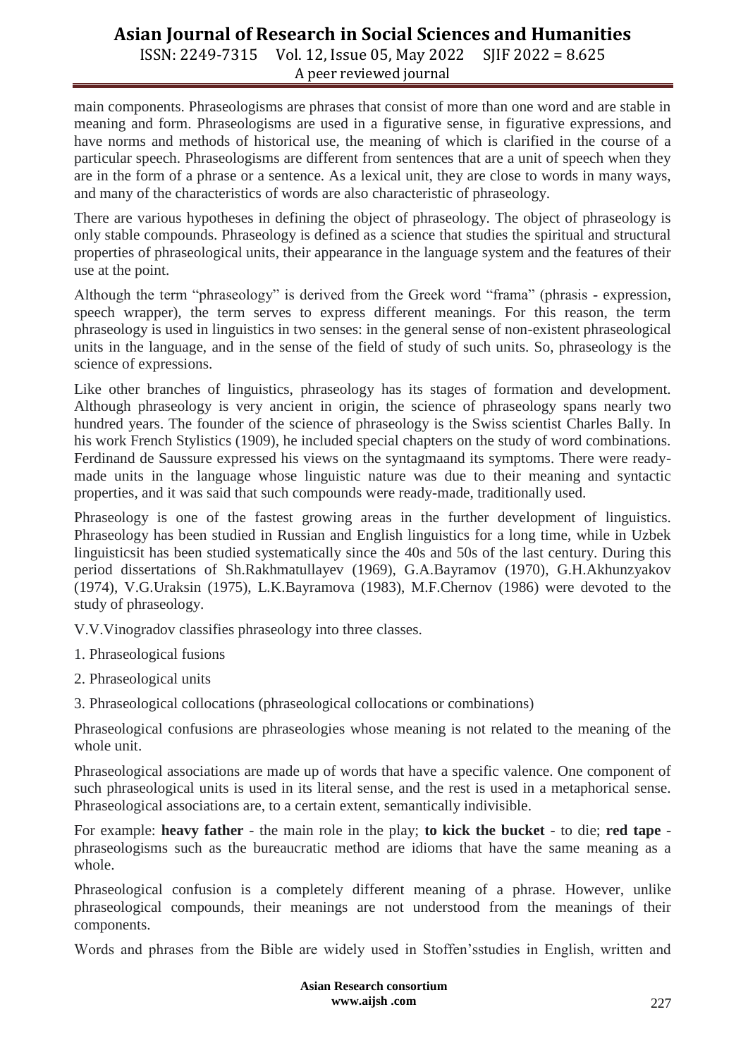main components. Phraseologisms are phrases that consist of more than one word and are stable in meaning and form. Phraseologisms are used in a figurative sense, in figurative expressions, and have norms and methods of historical use, the meaning of which is clarified in the course of a particular speech. Phraseologisms are different from sentences that are a unit of speech when they are in the form of a phrase or a sentence. As a lexical unit, they are close to words in many ways, and many of the characteristics of words are also characteristic of phraseology.

There are various hypotheses in defining the object of phraseology. The object of phraseology is only stable compounds. Phraseology is defined as a science that studies the spiritual and structural properties of phraseological units, their appearance in the language system and the features of their use at the point.

Although the term "phraseology" is derived from the Greek word "frama" (phrasis - expression, speech wrapper), the term serves to express different meanings. For this reason, the term phraseology is used in linguistics in two senses: in the general sense of non-existent phraseological units in the language, and in the sense of the field of study of such units. So, phraseology is the science of expressions.

Like other branches of linguistics, phraseology has its stages of formation and development. Although phraseology is very ancient in origin, the science of phraseology spans nearly two hundred years. The founder of the science of phraseology is the Swiss scientist Charles Bally. In his work French Stylistics (1909), he included special chapters on the study of word combinations. Ferdinand de Saussure expressed his views on the syntagmaand its symptoms. There were ready-made units in the language whose linguistic nature was due to their meaning and syntactic properties, and it was said that such compounds were ready-made, traditionally used.

Phraseology is one of the fastest growing areas in the further development of linguistics. Phraseology has been studied in Russian and English linguistics for a long time, while in Uzbek linguisticsit has been studied systematically since the 40s and 50s of the last century. During this period dissertations of Sh.Rakhmatullayev (1969), G.A.Bayramov (1970), G.H.Akhunzyakov (1974), V.G.Uraksin (1975), L.K.Bayramova (1983), M.F.Chernov (1986) were devoted to the study of phraseology.

V.V.Vinogradov classifies phraseology into three classes.

1. Phraseological fusions
2. Phraseological units
3. Phraseological collocations (phraseological collocations or combinations)

Phraseological confusions are phraseologies whose meaning is not related to the meaning of the whole unit.

Phraseological associations are made up of words that have a specific valence. One component of such phraseological units is used in its literal sense, and the rest is used in a metaphorical sense. Phraseological associations are, to a certain extent, semantically indivisible.

For example: **heavy father** - the main role in the play; **to kick the bucket** - to die; **red tape** - phraseologisms such as the bureaucratic method are idioms that have the same meaning as a whole.

Phraseological confusion is a completely different meaning of a phrase. However, unlike phraseological compounds, their meanings are not understood from the meanings of their components.

Words and phrases from the Bible are widely used in Stoffen'sstudies in English, written and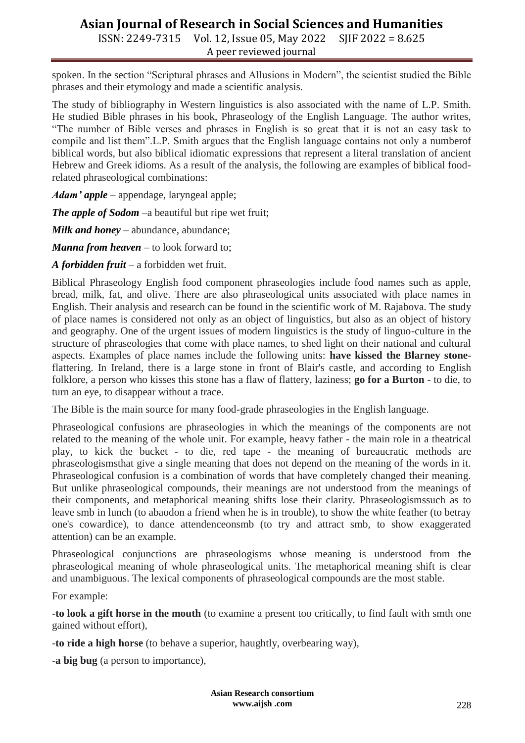spoken. In the section "Scriptural phrases and Allusions in Modern", the scientist studied the Bible phrases and their etymology and made a scientific analysis.

The study of bibliography in Western linguistics is also associated with the name of L.P. Smith. He studied Bible phrases in his book, Phraseology of the English Language. The author writes, "The number of Bible verses and phrases in English is so great that it is not an easy task to compile and list them".L.P. Smith argues that the English language contains not only a numberof biblical words, but also biblical idiomatic expressions that represent a literal translation of ancient Hebrew and Greek idioms. As a result of the analysis, the following are examples of biblical food-related phraseological combinations:

***Adam' apple*** – appendage, laryngeal apple;

***The apple of Sodom*** –a beautiful but ripe wet fruit;

***Milk and honey*** – abundance, abundance;

***Manna from heaven*** – to look forward to;

***A forbidden fruit*** – a forbidden wet fruit.

Biblical Phraseology English food component phraseologies include food names such as apple, bread, milk, fat, and olive. There are also phraseological units associated with place names in English. Their analysis and research can be found in the scientific work of M. Rajabova. The study of place names is considered not only as an object of linguistics, but also as an object of history and geography. One of the urgent issues of modern linguistics is the study of linguo-culture in the structure of phraseologies that come with place names, to shed light on their national and cultural aspects. Examples of place names include the following units: **have kissed the Blarney stone**-flattering. In Ireland, there is a large stone in front of Blair's castle, and according to English folklore, a person who kisses this stone has a flaw of flattery, laziness; **go for a Burton** - to die, to turn an eye, to disappear without a trace.

The Bible is the main source for many food-grade phraseologies in the English language.

Phraseological confusions are phraseologies in which the meanings of the components are not related to the meaning of the whole unit. For example, heavy father - the main role in a theatrical play, to kick the bucket - to die, red tape - the meaning of bureaucratic methods are phraseologismsthat give a single meaning that does not depend on the meaning of the words in it. Phraseological confusion is a combination of words that have completely changed their meaning. But unlike phraseological compounds, their meanings are not understood from the meanings of their components, and metaphorical meaning shifts lose their clarity. Phraseologismssuch as to leave smb in lunch (to abaodon a friend when he is in trouble), to show the white feather (to betray one's cowardice), to dance attendenceonsmb (to try and attract smb, to show exaggerated attention) can be an example.

Phraseological conjunctions are phraseologisms whose meaning is understood from the phraseological meaning of whole phraseological units. The metaphorical meaning shift is clear and unambiguous. The lexical components of phraseological compounds are the most stable.

For example:

-**to look a gift horse in the mouth** (to examine a present too critically, to find fault with smth one gained without effort),

-**to ride a high horse** (to behave a superior, haughtly, overbearing way),

-**a big bug** (a person to importance),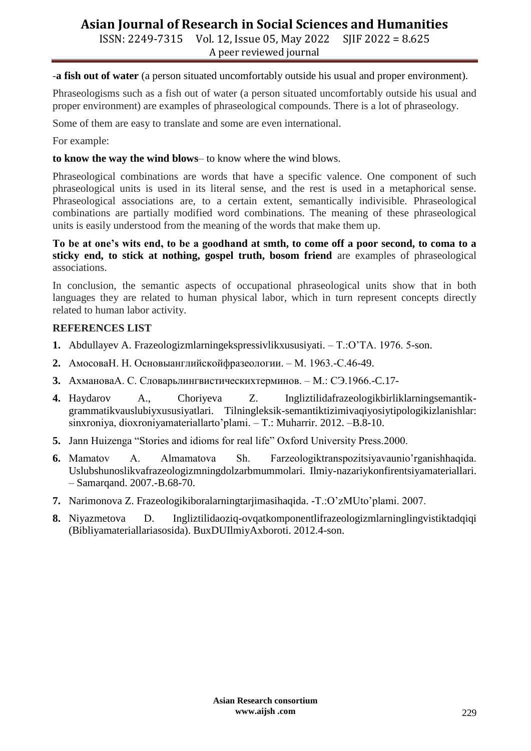-**a fish out of water** (a person situated uncomfortably outside his usual and proper environment).

Phraseologisms such as a fish out of water (a person situated uncomfortably outside his usual and proper environment) are examples of phraseological compounds. There is a lot of phraseology.

Some of them are easy to translate and some are even international.

For example:

**to know the way the wind blows**– to know where the wind blows.

Phraseological combinations are words that have a specific valence. One component of such phraseological units is used in its literal sense, and the rest is used in a metaphorical sense. Phraseological associations are, to a certain extent, semantically indivisible. Phraseological combinations are partially modified word combinations. The meaning of these phraseological units is easily understood from the meaning of the words that make them up.

**To be at one's wits end, to be a goodhand at smth, to come off a poor second, to coma to a sticky end, to stick at nothing, gospel truth, bosom friend** are examples of phraseological associations.

In conclusion, the semantic aspects of occupational phraseological units show that in both languages they are related to human physical labor, which in turn represent concepts directly related to human labor activity.

**REFERENCES LIST**

1. Abdullayev A. Frazeologizmlarningekspressivlikxususiyati. – T.:O'TA. 1976. 5-son.
2. АмосоваН. Н. Основыанглийскойфразеологии. – М. 1963.-С.46-49.
3. АхмановаА. С. Словарьлингвистическихтерминов. – М.: СЭ.1966.-С.17-
4. Haydarov A., Choriyeva Z. Ingliztilidafrazeologikbirliklarningsemantik-grammatikvauslubiyxususiyatlari. Tilningleksik-semantiktizimivaqiyosiytipologikizlanishlar: sinxroniya, dioxroniyamateriallarto'plami. – T.: Muharrir. 2012. –B.8-10.
5. Jann Huizenga "Stories and idioms for real life" Oxford University Press.2000.
6. Mamatov A. Almamatova Sh. Farzeologiktranspozitsiyavaunio'rganishhaqida. Uslubshunoslikvafrazeologizmningdolzarbmummolari. Ilmiy-nazariykonfirentsiyamateriallari. – Samarqand. 2007.-B.68-70.
7. Narimonova Z. Frazeologikiboralarningtarjimasihaqida. -T.:O'zMUto'plami. 2007.
8. Niyazmetova D. Ingliztilidaoziq-ovqatkomponentlifrazeologizmlarninglingvistiktadqiqi (Bibliyamateriallariasosida). BuxDUIlmiyAxboroti. 2012.4-son.